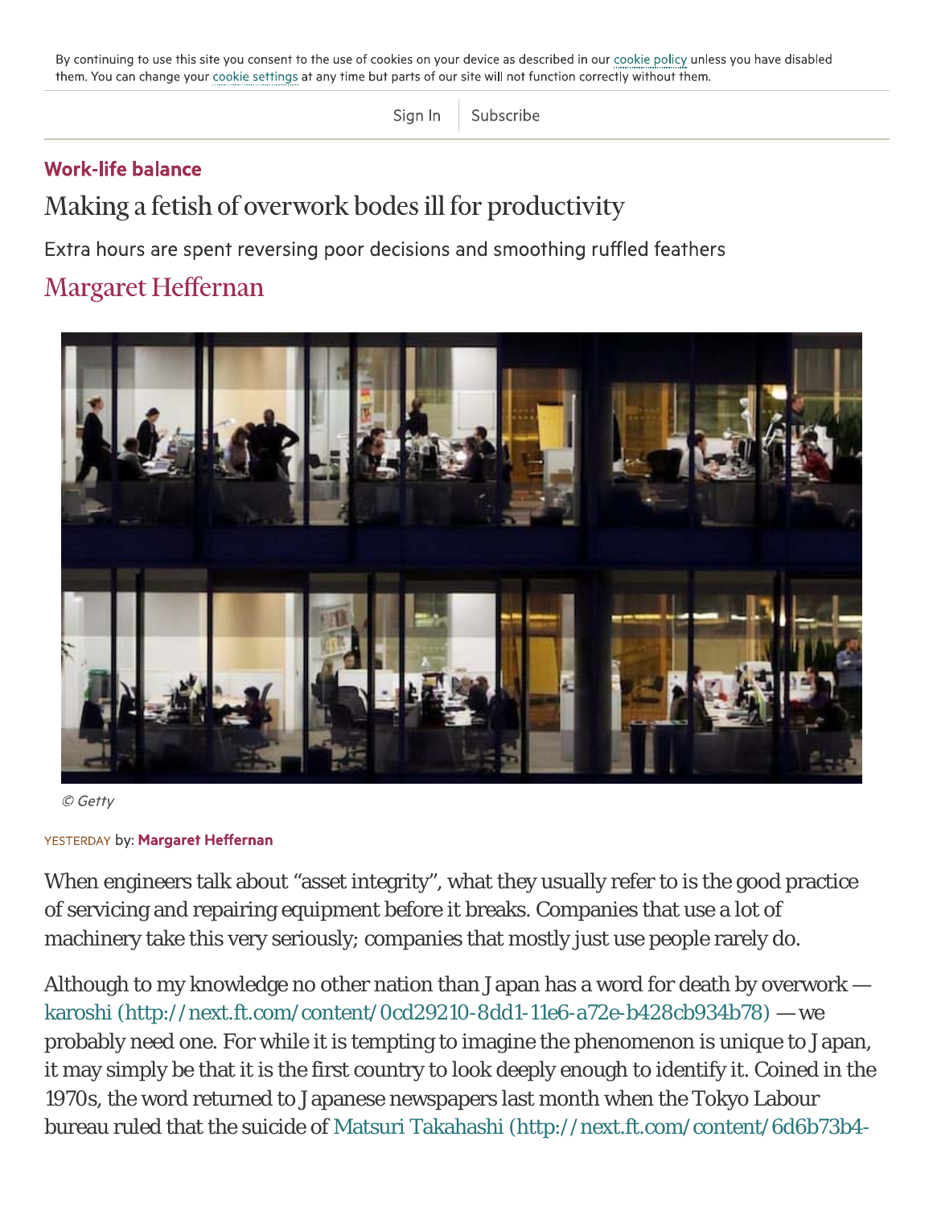By continuing to use this site you consent to the use of cookies on your device as described in our cookie policy unless you have disabled them. You can change your cookie settings at any time but parts of our site will not function correctly without them.

Sign In | Subscribe

**Work-life balance**

# Making a fetish of overwork bodes ill for productivity

Extra hours are spent reversing poor decisions and smoothing ruffled feathers

Margaret Heffernan

© Getty

YESTERDAY by: **Margaret Heffernan**

When engineers talk about "asset integrity", what they usually refer to is the good practice of servicing and repairing equipment before it breaks. Companies that use a lot of machinery take this very seriously; companies that mostly just use people rarely do.

Although to my knowledge no other nation than Japan has a word for death by overwork — karoshi (http://next.ft.com/content/0cd29210-8dd1-11e6-a72e-b428cb934b78) — we probably need one. For while it is tempting to imagine the phenomenon is unique to Japan, it may simply be that it is the first country to look deeply enough to identify it. Coined in the 1970s, the word returned to Japanese newspapers last month when the Tokyo Labour bureau ruled that the suicide of Matsuri Takahashi (http://next.ft.com/content/6d6b73b4-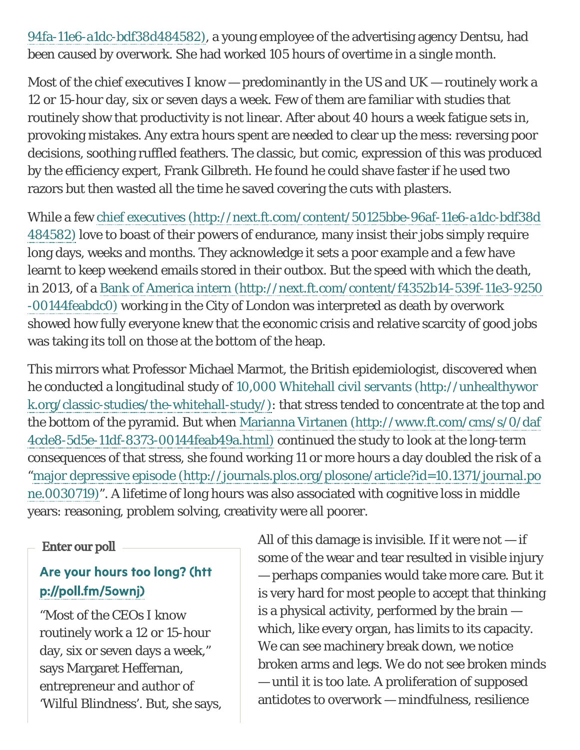94fa-11e6-a1dc-bdf38d484582), a young employee of the advertising agency Dentsu, had been caused by overwork. She had worked 105 hours of overtime in a single month.

Most of the chief executives I know — predominantly in the US and UK — routinely work a 12 or 15-hour day, six or seven days a week. Few of them are familiar with studies that routinely show that productivity is not linear. After about 40 hours a week fatigue sets in, provoking mistakes. Any extra hours spent are needed to clear up the mess: reversing poor decisions, soothing ruffled feathers. The classic, but comic, expression of this was produced by the efficiency expert, Frank Gilbreth. He found he could shave faster if he used two razors but then wasted all the time he saved covering the cuts with plasters.

While a few chief executives (http://next.ft.com/content/50125bbe-96af-11e6-a1dc-bdf38d484582) love to boast of their powers of endurance, many insist their jobs simply require long days, weeks and months. They acknowledge it sets a poor example and a few have learnt to keep weekend emails stored in their outbox. But the speed with which the death, in 2013, of a Bank of America intern (http://next.ft.com/content/f4352b14-539f-11e3-9250-00144feabdc0) working in the City of London was interpreted as death by overwork showed how fully everyone knew that the economic crisis and relative scarcity of good jobs was taking its toll on those at the bottom of the heap.

This mirrors what Professor Michael Marmot, the British epidemiologist, discovered when he conducted a longitudinal study of 10,000 Whitehall civil servants (http://unhealthywork.org/classic-studies/the-whitehall-study/): that stress tended to concentrate at the top and the bottom of the pyramid. But when Marianna Virtanen (http://www.ft.com/cms/s/0/daf4cde8-5d5e-11df-8373-00144feab49a.html) continued the study to look at the long-term consequences of that stress, she found working 11 or more hours a day doubled the risk of a "major depressive episode (http://journals.plos.org/plosone/article?id=10.1371/journal.pone.0030719)". A lifetime of long hours was also associated with cognitive loss in middle years: reasoning, problem solving, creativity were all poorer.

All of this damage is invisible. If it were not — if some of the wear and tear resulted in visible injury — perhaps companies would take more care. But it is very hard for most people to accept that thinking is a physical activity, performed by the brain — which, like every organ, has limits to its capacity. We can see machinery break down, we notice broken arms and legs. We do not see broken minds — until it is too late. A proliferation of supposed antidotes to overwork — mindfulness, resilience

**Enter our poll**

**Are your hours too long? (http://poll.fm/5ownj)**

"Most of the CEOs I know routinely work a 12 or 15-hour day, six or seven days a week," says Margaret Heffernan, entrepreneur and author of 'Wilful Blindness'. But, she says,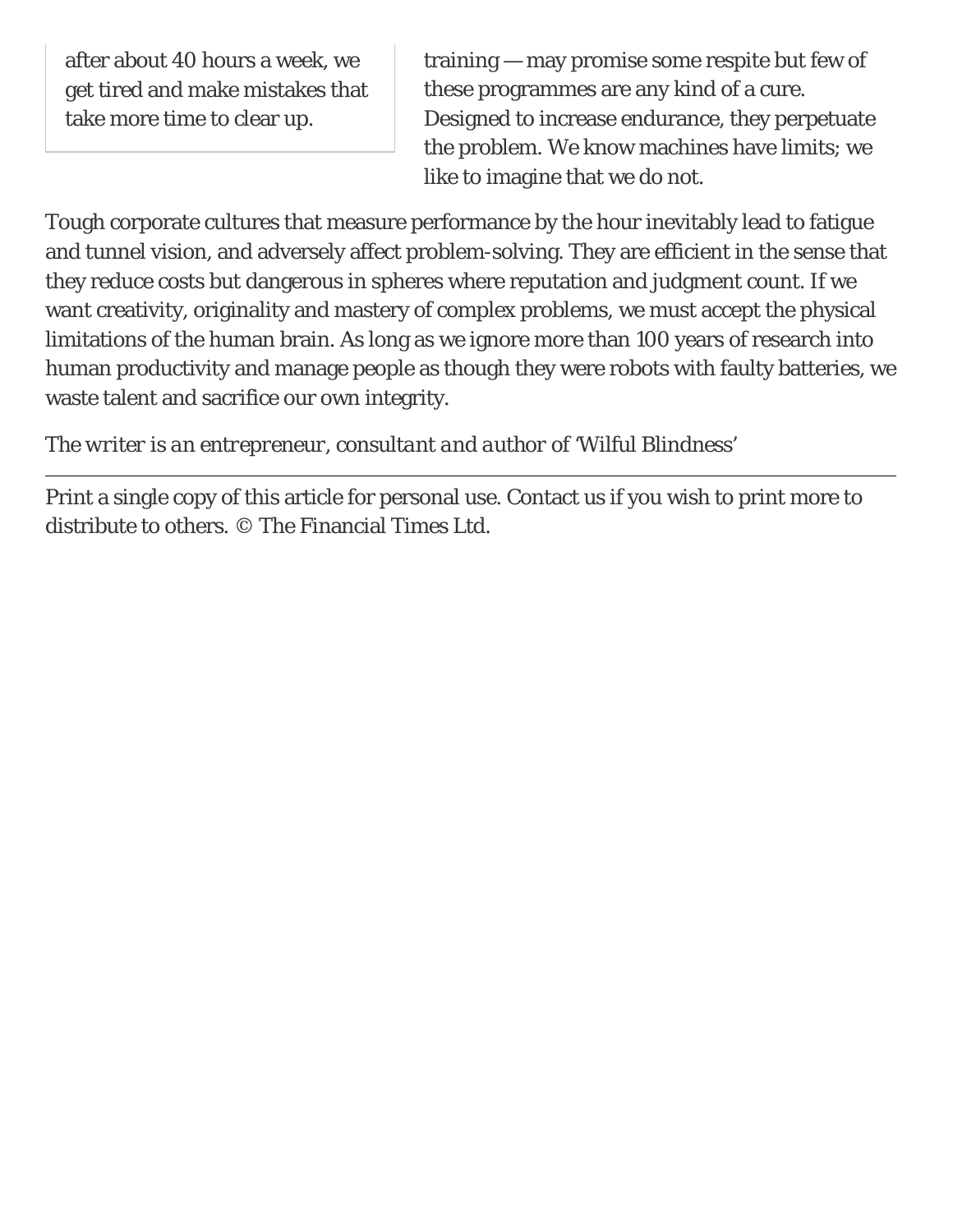after about 40 hours a week, we get tired and make mistakes that take more time to clear up.

training — may promise some respite but few of these programmes are any kind of a cure. Designed to increase endurance, they perpetuate the problem. We know machines have limits; we like to imagine that we do not.

Tough corporate cultures that measure performance by the hour inevitably lead to fatigue and tunnel vision, and adversely affect problem-solving. They are efficient in the sense that they reduce costs but dangerous in spheres where reputation and judgment count. If we want creativity, originality and mastery of complex problems, we must accept the physical limitations of the human brain. As long as we ignore more than 100 years of research into human productivity and manage people as though they were robots with faulty batteries, we waste talent and sacrifice our own integrity.

*The writer is an entrepreneur, consultant and author of 'Wilful Blindness'*

---

Print a single copy of this article for personal use. Contact us if you wish to print more to distribute to others. © The Financial Times Ltd.